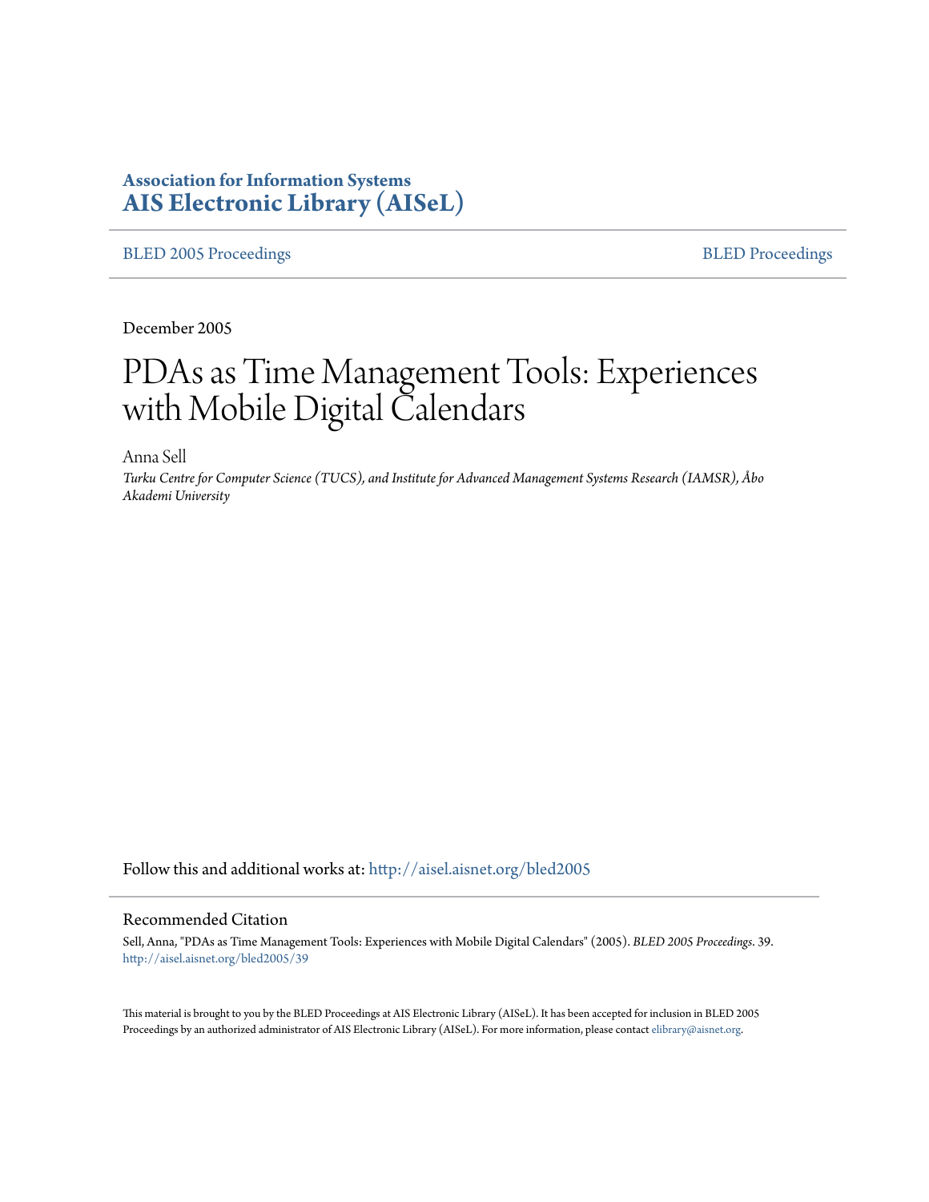**Association for Information Systems**
**AIS Electronic Library (AISeL)**

BLED 2005 Proceedings | BLED Proceedings

December 2005

# PDAs as Time Management Tools: Experiences with Mobile Digital Calendars

Anna Sell
*Turku Centre for Computer Science (TUCS), and Institute for Advanced Management Systems Research (IAMSR), Åbo Akademi University*

Follow this and additional works at: http://aisel.aisnet.org/bled2005

## Recommended Citation

Sell, Anna, "PDAs as Time Management Tools: Experiences with Mobile Digital Calendars" (2005). *BLED 2005 Proceedings*. 39.
http://aisel.aisnet.org/bled2005/39

This material is brought to you by the BLED Proceedings at AIS Electronic Library (AISeL). It has been accepted for inclusion in BLED 2005 Proceedings by an authorized administrator of AIS Electronic Library (AISeL). For more information, please contact elibrary@aisnet.org.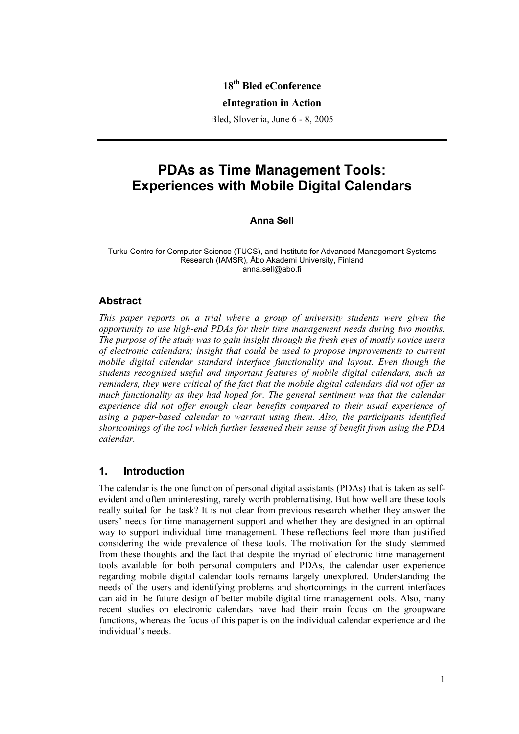18th Bled eConference

eIntegration in Action

Bled, Slovenia, June 6 - 8, 2005

# PDAs as Time Management Tools: Experiences with Mobile Digital Calendars

**Anna Sell**

Turku Centre for Computer Science (TUCS), and Institute for Advanced Management Systems Research (IAMSR), Åbo Akademi University, Finland
anna.sell@abo.fi

## Abstract

*This paper reports on a trial where a group of university students were given the opportunity to use high-end PDAs for their time management needs during two months. The purpose of the study was to gain insight through the fresh eyes of mostly novice users of electronic calendars; insight that could be used to propose improvements to current mobile digital calendar standard interface functionality and layout. Even though the students recognised useful and important features of mobile digital calendars, such as reminders, they were critical of the fact that the mobile digital calendars did not offer as much functionality as they had hoped for. The general sentiment was that the calendar experience did not offer enough clear benefits compared to their usual experience of using a paper-based calendar to warrant using them. Also, the participants identified shortcomings of the tool which further lessened their sense of benefit from using the PDA calendar.*

## 1. Introduction

The calendar is the one function of personal digital assistants (PDAs) that is taken as self-evident and often uninteresting, rarely worth problematising. But how well are these tools really suited for the task? It is not clear from previous research whether they answer the users' needs for time management support and whether they are designed in an optimal way to support individual time management. These reflections feel more than justified considering the wide prevalence of these tools. The motivation for the study stemmed from these thoughts and the fact that despite the myriad of electronic time management tools available for both personal computers and PDAs, the calendar user experience regarding mobile digital calendar tools remains largely unexplored. Understanding the needs of the users and identifying problems and shortcomings in the current interfaces can aid in the future design of better mobile digital time management tools. Also, many recent studies on electronic calendars have had their main focus on the groupware functions, whereas the focus of this paper is on the individual calendar experience and the individual's needs.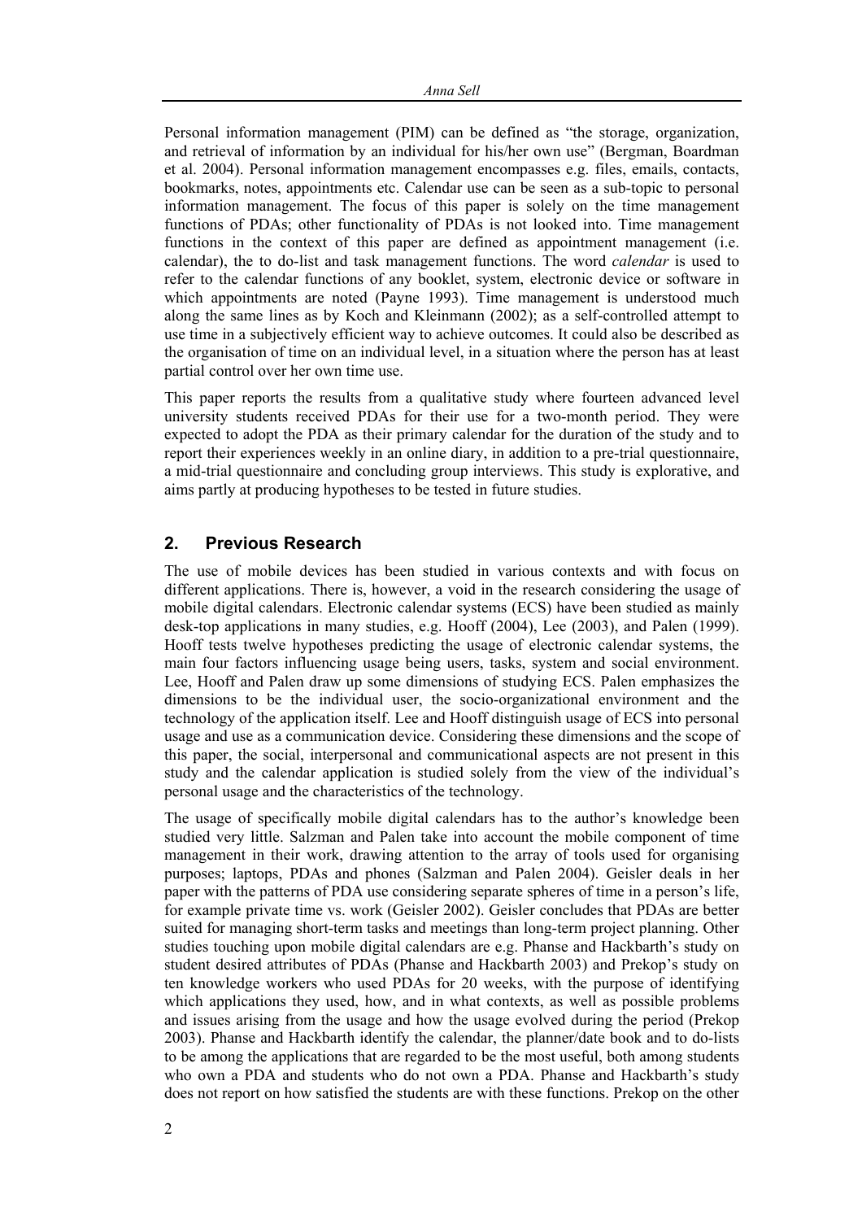Personal information management (PIM) can be defined as "the storage, organization, and retrieval of information by an individual for his/her own use" (Bergman, Boardman et al. 2004). Personal information management encompasses e.g. files, emails, contacts, bookmarks, notes, appointments etc. Calendar use can be seen as a sub-topic to personal information management. The focus of this paper is solely on the time management functions of PDAs; other functionality of PDAs is not looked into. Time management functions in the context of this paper are defined as appointment management (i.e. calendar), the to do-list and task management functions. The word *calendar* is used to refer to the calendar functions of any booklet, system, electronic device or software in which appointments are noted (Payne 1993). Time management is understood much along the same lines as by Koch and Kleinmann (2002); as a self-controlled attempt to use time in a subjectively efficient way to achieve outcomes. It could also be described as the organisation of time on an individual level, in a situation where the person has at least partial control over her own time use.

This paper reports the results from a qualitative study where fourteen advanced level university students received PDAs for their use for a two-month period. They were expected to adopt the PDA as their primary calendar for the duration of the study and to report their experiences weekly in an online diary, in addition to a pre-trial questionnaire, a mid-trial questionnaire and concluding group interviews. This study is explorative, and aims partly at producing hypotheses to be tested in future studies.

## 2. Previous Research

The use of mobile devices has been studied in various contexts and with focus on different applications. There is, however, a void in the research considering the usage of mobile digital calendars. Electronic calendar systems (ECS) have been studied as mainly desk-top applications in many studies, e.g. Hooff (2004), Lee (2003), and Palen (1999). Hooff tests twelve hypotheses predicting the usage of electronic calendar systems, the main four factors influencing usage being users, tasks, system and social environment. Lee, Hooff and Palen draw up some dimensions of studying ECS. Palen emphasizes the dimensions to be the individual user, the socio-organizational environment and the technology of the application itself. Lee and Hooff distinguish usage of ECS into personal usage and use as a communication device. Considering these dimensions and the scope of this paper, the social, interpersonal and communicational aspects are not present in this study and the calendar application is studied solely from the view of the individual's personal usage and the characteristics of the technology.

The usage of specifically mobile digital calendars has to the author's knowledge been studied very little. Salzman and Palen take into account the mobile component of time management in their work, drawing attention to the array of tools used for organising purposes; laptops, PDAs and phones (Salzman and Palen 2004). Geisler deals in her paper with the patterns of PDA use considering separate spheres of time in a person's life, for example private time vs. work (Geisler 2002). Geisler concludes that PDAs are better suited for managing short-term tasks and meetings than long-term project planning. Other studies touching upon mobile digital calendars are e.g. Phanse and Hackbarth's study on student desired attributes of PDAs (Phanse and Hackbarth 2003) and Prekop's study on ten knowledge workers who used PDAs for 20 weeks, with the purpose of identifying which applications they used, how, and in what contexts, as well as possible problems and issues arising from the usage and how the usage evolved during the period (Prekop 2003). Phanse and Hackbarth identify the calendar, the planner/date book and to do-lists to be among the applications that are regarded to be the most useful, both among students who own a PDA and students who do not own a PDA. Phanse and Hackbarth's study does not report on how satisfied the students are with these functions. Prekop on the other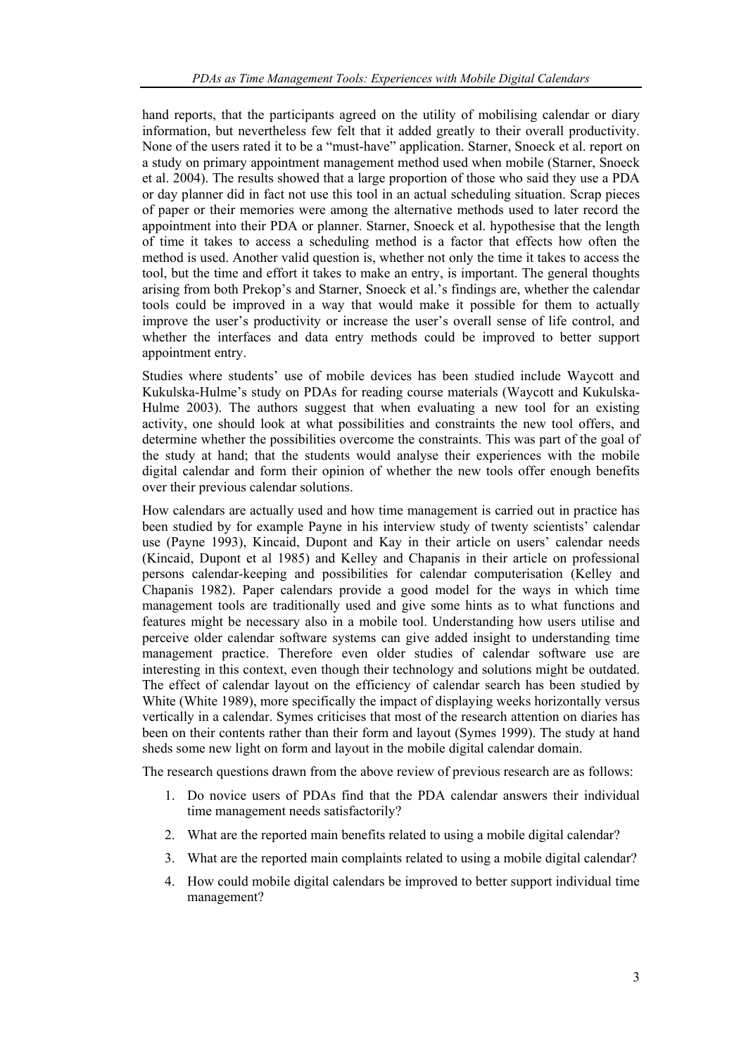hand reports, that the participants agreed on the utility of mobilising calendar or diary information, but nevertheless few felt that it added greatly to their overall productivity. None of the users rated it to be a "must-have" application. Starner, Snoeck et al. report on a study on primary appointment management method used when mobile (Starner, Snoeck et al. 2004). The results showed that a large proportion of those who said they use a PDA or day planner did in fact not use this tool in an actual scheduling situation. Scrap pieces of paper or their memories were among the alternative methods used to later record the appointment into their PDA or planner. Starner, Snoeck et al. hypothesise that the length of time it takes to access a scheduling method is a factor that effects how often the method is used. Another valid question is, whether not only the time it takes to access the tool, but the time and effort it takes to make an entry, is important. The general thoughts arising from both Prekop's and Starner, Snoeck et al.'s findings are, whether the calendar tools could be improved in a way that would make it possible for them to actually improve the user's productivity or increase the user's overall sense of life control, and whether the interfaces and data entry methods could be improved to better support appointment entry.

Studies where students' use of mobile devices has been studied include Waycott and Kukulska-Hulme's study on PDAs for reading course materials (Waycott and Kukulska-Hulme 2003). The authors suggest that when evaluating a new tool for an existing activity, one should look at what possibilities and constraints the new tool offers, and determine whether the possibilities overcome the constraints. This was part of the goal of the study at hand; that the students would analyse their experiences with the mobile digital calendar and form their opinion of whether the new tools offer enough benefits over their previous calendar solutions.

How calendars are actually used and how time management is carried out in practice has been studied by for example Payne in his interview study of twenty scientists' calendar use (Payne 1993), Kincaid, Dupont and Kay in their article on users' calendar needs (Kincaid, Dupont et al 1985) and Kelley and Chapanis in their article on professional persons calendar-keeping and possibilities for calendar computerisation (Kelley and Chapanis 1982). Paper calendars provide a good model for the ways in which time management tools are traditionally used and give some hints as to what functions and features might be necessary also in a mobile tool. Understanding how users utilise and perceive older calendar software systems can give added insight to understanding time management practice. Therefore even older studies of calendar software use are interesting in this context, even though their technology and solutions might be outdated. The effect of calendar layout on the efficiency of calendar search has been studied by White (White 1989), more specifically the impact of displaying weeks horizontally versus vertically in a calendar. Symes criticises that most of the research attention on diaries has been on their contents rather than their form and layout (Symes 1999). The study at hand sheds some new light on form and layout in the mobile digital calendar domain.

The research questions drawn from the above review of previous research are as follows:

1. Do novice users of PDAs find that the PDA calendar answers their individual time management needs satisfactorily?
2. What are the reported main benefits related to using a mobile digital calendar?
3. What are the reported main complaints related to using a mobile digital calendar?
4. How could mobile digital calendars be improved to better support individual time management?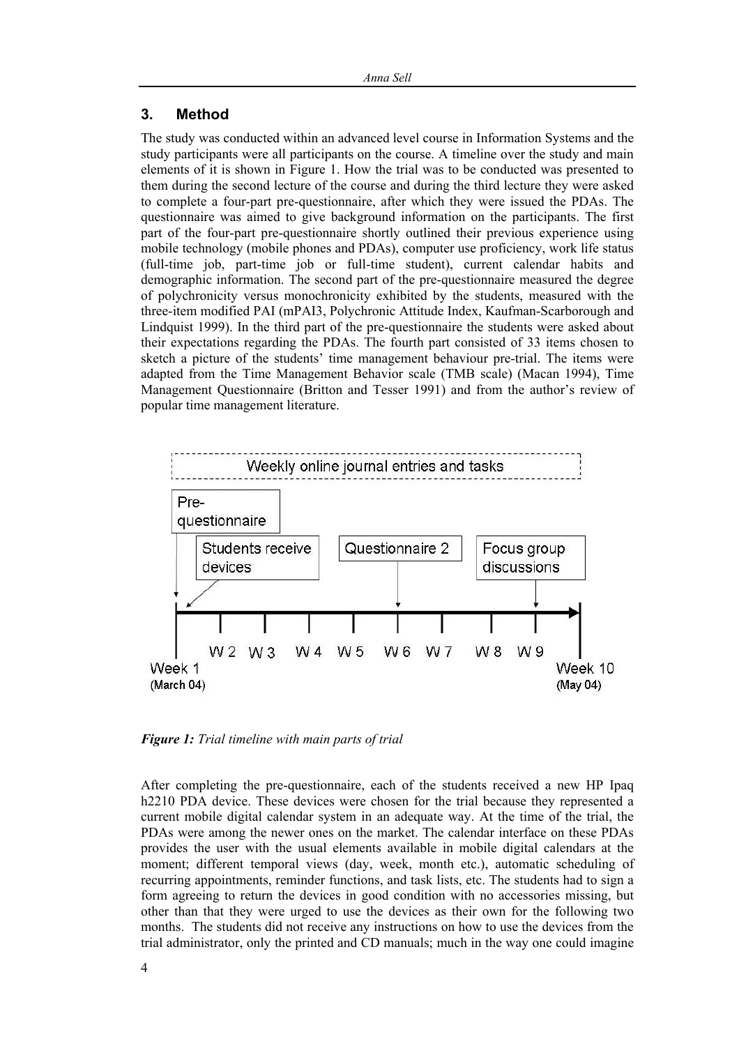## 3. Method

The study was conducted within an advanced level course in Information Systems and the study participants were all participants on the course. A timeline over the study and main elements of it is shown in Figure 1. How the trial was to be conducted was presented to them during the second lecture of the course and during the third lecture they were asked to complete a four-part pre-questionnaire, after which they were issued the PDAs. The questionnaire was aimed to give background information on the participants. The first part of the four-part pre-questionnaire shortly outlined their previous experience using mobile technology (mobile phones and PDAs), computer use proficiency, work life status (full-time job, part-time job or full-time student), current calendar habits and demographic information. The second part of the pre-questionnaire measured the degree of polychronicity versus monochronicity exhibited by the students, measured with the three-item modified PAI (mPAI3, Polychronic Attitude Index, Kaufman-Scarborough and Lindquist 1999). In the third part of the pre-questionnaire the students were asked about their expectations regarding the PDAs. The fourth part consisted of 33 items chosen to sketch a picture of the students' time management behaviour pre-trial. The items were adapted from the Time Management Behavior scale (TMB scale) (Macan 1994), Time Management Questionnaire (Britton and Tesser 1991) and from the author's review of popular time management literature.

Weekly online journal entries and tasks

Pre-questionnaire | Students receive devices | Questionnaire 2 | Focus group discussions

Week 1 (March 04) | W 2 | W 3 | W 4 | W 5 | W 6 | W 7 | W 8 | W 9 | Week 10 (May 04)

***Figure 1:*** *Trial timeline with main parts of trial*

After completing the pre-questionnaire, each of the students received a new HP Ipaq h2210 PDA device. These devices were chosen for the trial because they represented a current mobile digital calendar system in an adequate way. At the time of the trial, the PDAs were among the newer ones on the market. The calendar interface on these PDAs provides the user with the usual elements available in mobile digital calendars at the moment; different temporal views (day, week, month etc.), automatic scheduling of recurring appointments, reminder functions, and task lists, etc. The students had to sign a form agreeing to return the devices in good condition with no accessories missing, but other than that they were urged to use the devices as their own for the following two months. The students did not receive any instructions on how to use the devices from the trial administrator, only the printed and CD manuals; much in the way one could imagine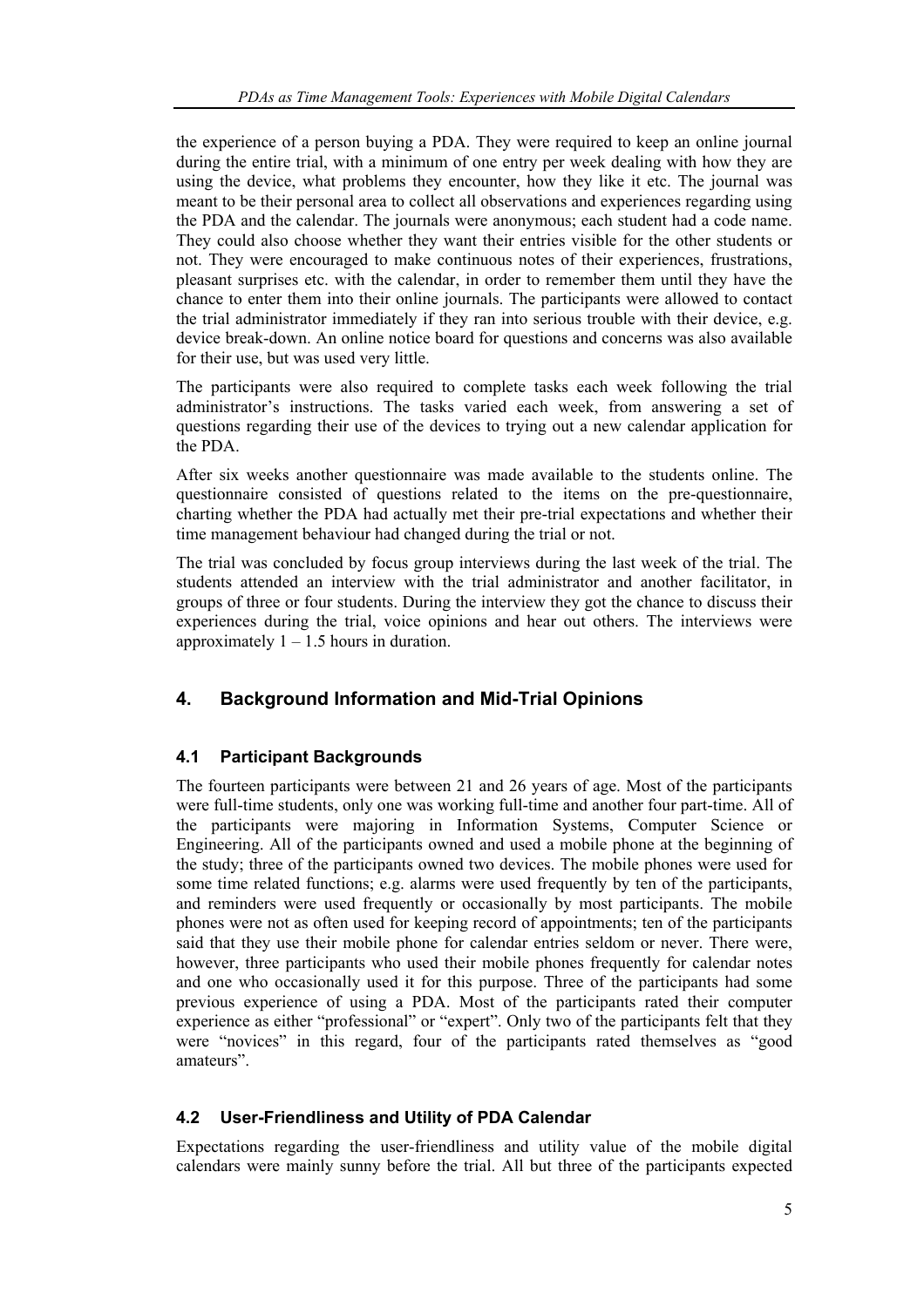the experience of a person buying a PDA. They were required to keep an online journal during the entire trial, with a minimum of one entry per week dealing with how they are using the device, what problems they encounter, how they like it etc. The journal was meant to be their personal area to collect all observations and experiences regarding using the PDA and the calendar. The journals were anonymous; each student had a code name. They could also choose whether they want their entries visible for the other students or not. They were encouraged to make continuous notes of their experiences, frustrations, pleasant surprises etc. with the calendar, in order to remember them until they have the chance to enter them into their online journals. The participants were allowed to contact the trial administrator immediately if they ran into serious trouble with their device, e.g. device break-down. An online notice board for questions and concerns was also available for their use, but was used very little.

The participants were also required to complete tasks each week following the trial administrator's instructions. The tasks varied each week, from answering a set of questions regarding their use of the devices to trying out a new calendar application for the PDA.

After six weeks another questionnaire was made available to the students online. The questionnaire consisted of questions related to the items on the pre-questionnaire, charting whether the PDA had actually met their pre-trial expectations and whether their time management behaviour had changed during the trial or not.

The trial was concluded by focus group interviews during the last week of the trial. The students attended an interview with the trial administrator and another facilitator, in groups of three or four students. During the interview they got the chance to discuss their experiences during the trial, voice opinions and hear out others. The interviews were approximately 1 – 1.5 hours in duration.

## 4. Background Information and Mid-Trial Opinions

### 4.1 Participant Backgrounds

The fourteen participants were between 21 and 26 years of age. Most of the participants were full-time students, only one was working full-time and another four part-time. All of the participants were majoring in Information Systems, Computer Science or Engineering. All of the participants owned and used a mobile phone at the beginning of the study; three of the participants owned two devices. The mobile phones were used for some time related functions; e.g. alarms were used frequently by ten of the participants, and reminders were used frequently or occasionally by most participants. The mobile phones were not as often used for keeping record of appointments; ten of the participants said that they use their mobile phone for calendar entries seldom or never. There were, however, three participants who used their mobile phones frequently for calendar notes and one who occasionally used it for this purpose. Three of the participants had some previous experience of using a PDA. Most of the participants rated their computer experience as either "professional" or "expert". Only two of the participants felt that they were "novices" in this regard, four of the participants rated themselves as "good amateurs".

### 4.2 User-Friendliness and Utility of PDA Calendar

Expectations regarding the user-friendliness and utility value of the mobile digital calendars were mainly sunny before the trial. All but three of the participants expected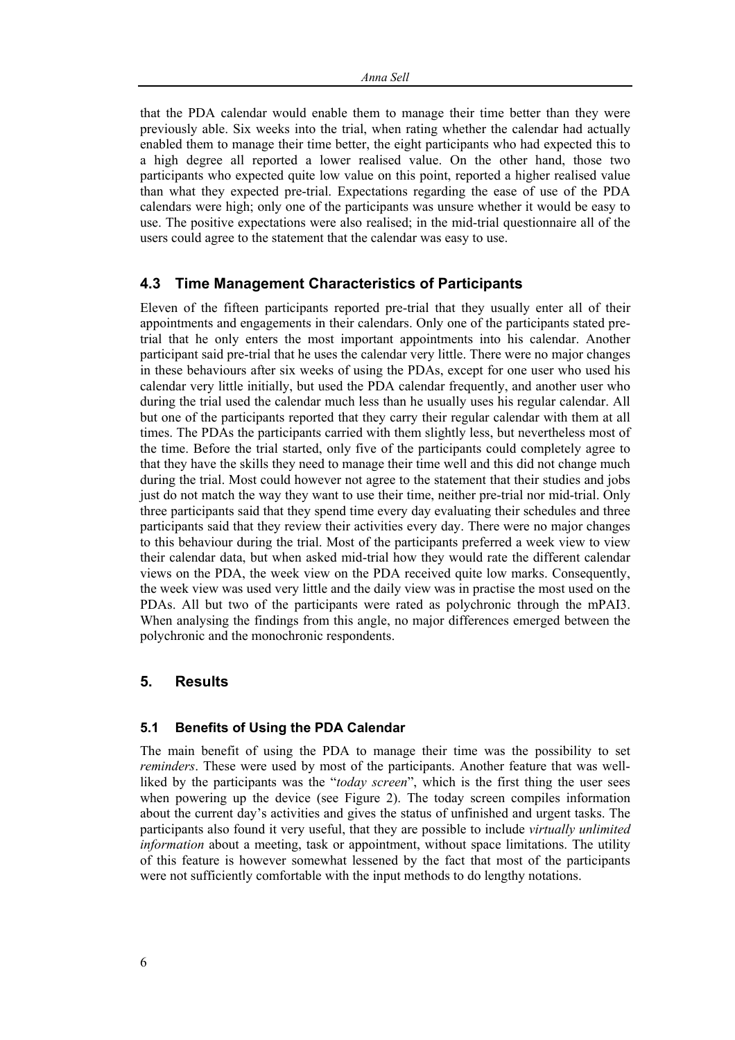that the PDA calendar would enable them to manage their time better than they were previously able. Six weeks into the trial, when rating whether the calendar had actually enabled them to manage their time better, the eight participants who had expected this to a high degree all reported a lower realised value. On the other hand, those two participants who expected quite low value on this point, reported a higher realised value than what they expected pre-trial. Expectations regarding the ease of use of the PDA calendars were high; only one of the participants was unsure whether it would be easy to use. The positive expectations were also realised; in the mid-trial questionnaire all of the users could agree to the statement that the calendar was easy to use.

### 4.3 Time Management Characteristics of Participants

Eleven of the fifteen participants reported pre-trial that they usually enter all of their appointments and engagements in their calendars. Only one of the participants stated pre-trial that he only enters the most important appointments into his calendar. Another participant said pre-trial that he uses the calendar very little. There were no major changes in these behaviours after six weeks of using the PDAs, except for one user who used his calendar very little initially, but used the PDA calendar frequently, and another user who during the trial used the calendar much less than he usually uses his regular calendar. All but one of the participants reported that they carry their regular calendar with them at all times. The PDAs the participants carried with them slightly less, but nevertheless most of the time. Before the trial started, only five of the participants could completely agree to that they have the skills they need to manage their time well and this did not change much during the trial. Most could however not agree to the statement that their studies and jobs just do not match the way they want to use their time, neither pre-trial nor mid-trial. Only three participants said that they spend time every day evaluating their schedules and three participants said that they review their activities every day. There were no major changes to this behaviour during the trial. Most of the participants preferred a week view to view their calendar data, but when asked mid-trial how they would rate the different calendar views on the PDA, the week view on the PDA received quite low marks. Consequently, the week view was used very little and the daily view was in practise the most used on the PDAs. All but two of the participants were rated as polychronic through the mPAI3. When analysing the findings from this angle, no major differences emerged between the polychronic and the monochronic respondents.

## 5. Results

### 5.1 Benefits of Using the PDA Calendar

The main benefit of using the PDA to manage their time was the possibility to set *reminders*. These were used by most of the participants. Another feature that was well-liked by the participants was the "*today screen*", which is the first thing the user sees when powering up the device (see Figure 2). The today screen compiles information about the current day's activities and gives the status of unfinished and urgent tasks. The participants also found it very useful, that they are possible to include *virtually unlimited information* about a meeting, task or appointment, without space limitations. The utility of this feature is however somewhat lessened by the fact that most of the participants were not sufficiently comfortable with the input methods to do lengthy notations.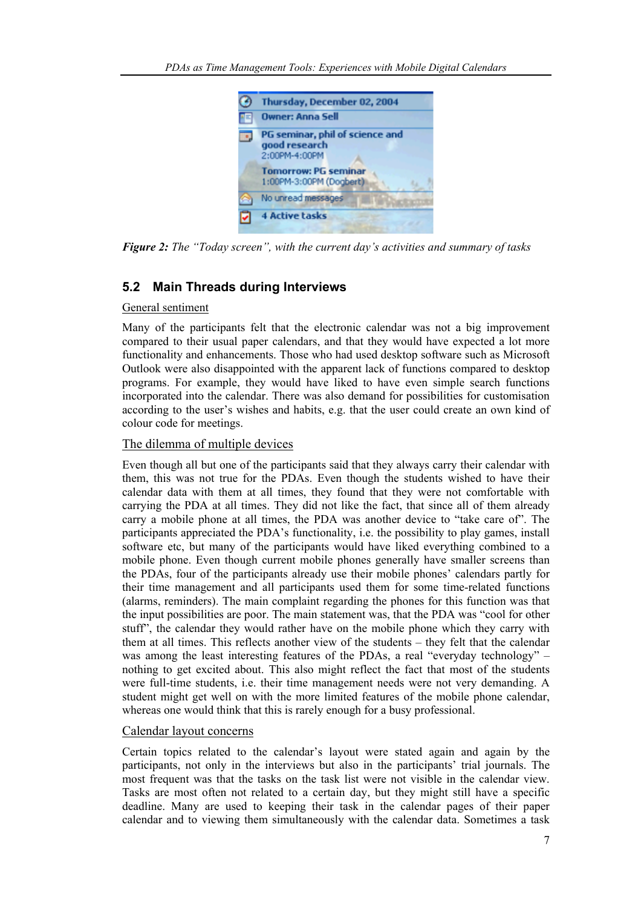*Figure 2: The "Today screen", with the current day's activities and summary of tasks*

## 5.2 Main Threads during Interviews

General sentiment

Many of the participants felt that the electronic calendar was not a big improvement compared to their usual paper calendars, and that they would have expected a lot more functionality and enhancements. Those who had used desktop software such as Microsoft Outlook were also disappointed with the apparent lack of functions compared to desktop programs. For example, they would have liked to have even simple search functions incorporated into the calendar. There was also demand for possibilities for customisation according to the user's wishes and habits, e.g. that the user could create an own kind of colour code for meetings.

The dilemma of multiple devices

Even though all but one of the participants said that they always carry their calendar with them, this was not true for the PDAs. Even though the students wished to have their calendar data with them at all times, they found that they were not comfortable with carrying the PDA at all times. They did not like the fact, that since all of them already carry a mobile phone at all times, the PDA was another device to "take care of". The participants appreciated the PDA's functionality, i.e. the possibility to play games, install software etc, but many of the participants would have liked everything combined to a mobile phone. Even though current mobile phones generally have smaller screens than the PDAs, four of the participants already use their mobile phones' calendars partly for their time management and all participants used them for some time-related functions (alarms, reminders). The main complaint regarding the phones for this function was that the input possibilities are poor. The main statement was, that the PDA was "cool for other stuff", the calendar they would rather have on the mobile phone which they carry with them at all times. This reflects another view of the students – they felt that the calendar was among the least interesting features of the PDAs, a real "everyday technology" – nothing to get excited about. This also might reflect the fact that most of the students were full-time students, i.e. their time management needs were not very demanding. A student might get well on with the more limited features of the mobile phone calendar, whereas one would think that this is rarely enough for a busy professional.

Calendar layout concerns

Certain topics related to the calendar's layout were stated again and again by the participants, not only in the interviews but also in the participants' trial journals. The most frequent was that the tasks on the task list were not visible in the calendar view. Tasks are most often not related to a certain day, but they might still have a specific deadline. Many are used to keeping their task in the calendar pages of their paper calendar and to viewing them simultaneously with the calendar data. Sometimes a task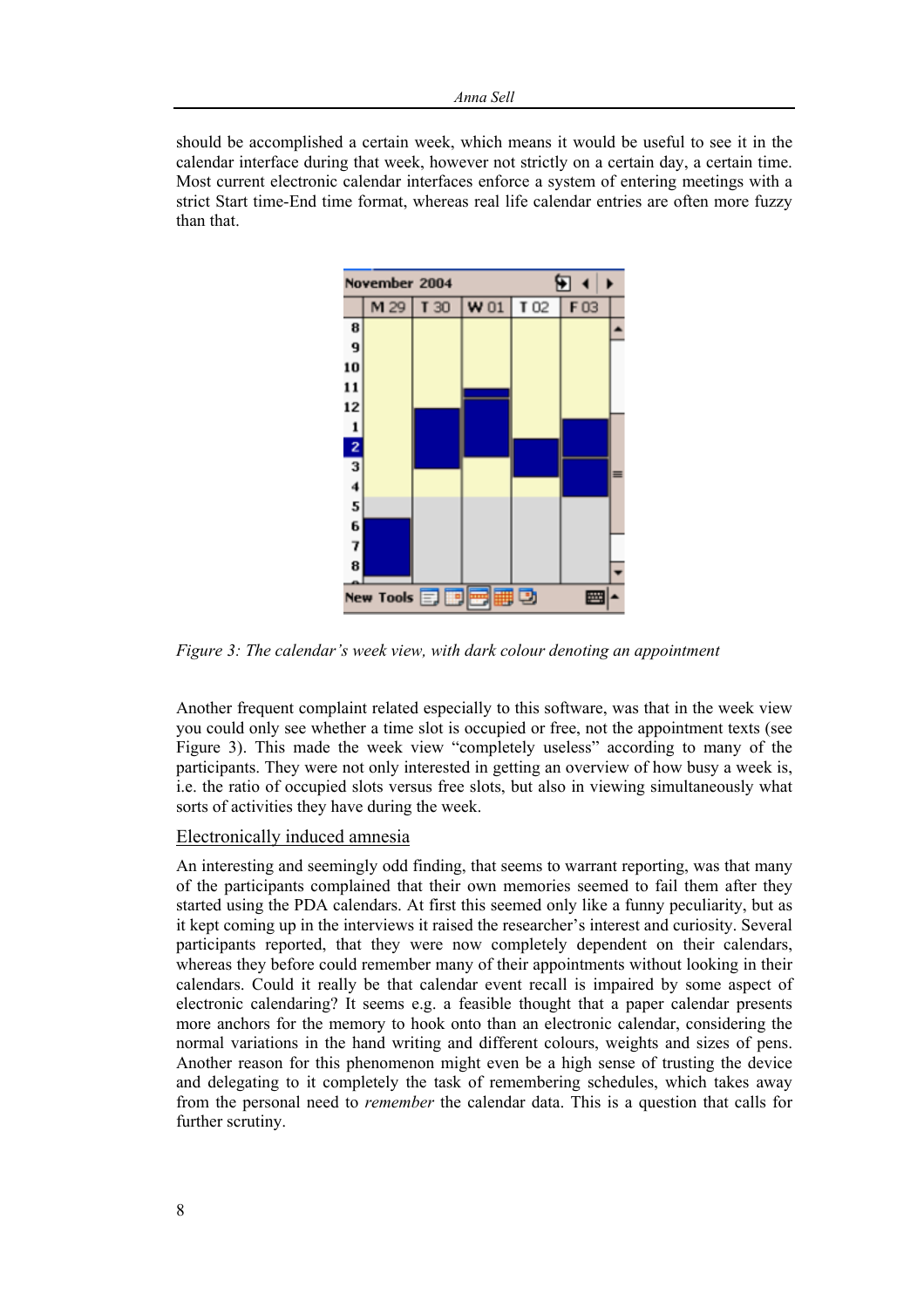should be accomplished a certain week, which means it would be useful to see it in the calendar interface during that week, however not strictly on a certain day, a certain time. Most current electronic calendar interfaces enforce a system of entering meetings with a strict Start time-End time format, whereas real life calendar entries are often more fuzzy than that.

*Figure 3: The calendar's week view, with dark colour denoting an appointment*

Another frequent complaint related especially to this software, was that in the week view you could only see whether a time slot is occupied or free, not the appointment texts (see Figure 3). This made the week view "completely useless" according to many of the participants. They were not only interested in getting an overview of how busy a week is, i.e. the ratio of occupied slots versus free slots, but also in viewing simultaneously what sorts of activities they have during the week.

### Electronically induced amnesia

An interesting and seemingly odd finding, that seems to warrant reporting, was that many of the participants complained that their own memories seemed to fail them after they started using the PDA calendars. At first this seemed only like a funny peculiarity, but as it kept coming up in the interviews it raised the researcher's interest and curiosity. Several participants reported, that they were now completely dependent on their calendars, whereas they before could remember many of their appointments without looking in their calendars. Could it really be that calendar event recall is impaired by some aspect of electronic calendaring? It seems e.g. a feasible thought that a paper calendar presents more anchors for the memory to hook onto than an electronic calendar, considering the normal variations in the hand writing and different colours, weights and sizes of pens. Another reason for this phenomenon might even be a high sense of trusting the device and delegating to it completely the task of remembering schedules, which takes away from the personal need to *remember* the calendar data. This is a question that calls for further scrutiny.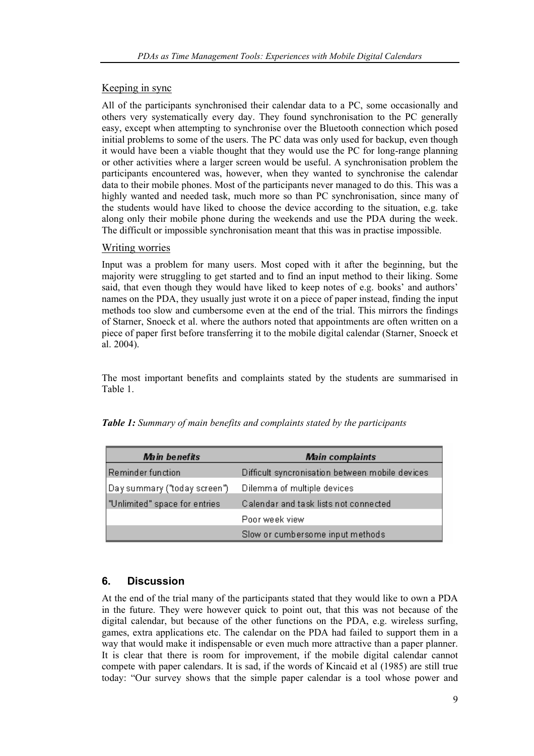Keeping in sync

All of the participants synchronised their calendar data to a PC, some occasionally and others very systematically every day. They found synchronisation to the PC generally easy, except when attempting to synchronise over the Bluetooth connection which posed initial problems to some of the users. The PC data was only used for backup, even though it would have been a viable thought that they would use the PC for long-range planning or other activities where a larger screen would be useful. A synchronisation problem the participants encountered was, however, when they wanted to synchronise the calendar data to their mobile phones. Most of the participants never managed to do this. This was a highly wanted and needed task, much more so than PC synchronisation, since many of the students would have liked to choose the device according to the situation, e.g. take along only their mobile phone during the weekends and use the PDA during the week. The difficult or impossible synchronisation meant that this was in practise impossible.

Writing worries

Input was a problem for many users. Most coped with it after the beginning, but the majority were struggling to get started and to find an input method to their liking. Some said, that even though they would have liked to keep notes of e.g. books' and authors' names on the PDA, they usually just wrote it on a piece of paper instead, finding the input methods too slow and cumbersome even at the end of the trial. This mirrors the findings of Starner, Snoeck et al. where the authors noted that appointments are often written on a piece of paper first before transferring it to the mobile digital calendar (Starner, Snoeck et al. 2004).

The most important benefits and complaints stated by the students are summarised in Table 1.

***Table 1:*** *Summary of main benefits and complaints stated by the participants*

| *Main benefits* | *Main complaints* |
| --- | --- |
| Reminder function | Difficult syncronisation between mobile devices |
| Day summary ("today screen") | Dilemma of multiple devices |
| "Unlimited" space for entries | Calendar and task lists not connected |
| | Poor week view |
| | Slow or cumbersome input methods |

## 6. Discussion

At the end of the trial many of the participants stated that they would like to own a PDA in the future. They were however quick to point out, that this was not because of the digital calendar, but because of the other functions on the PDA, e.g. wireless surfing, games, extra applications etc. The calendar on the PDA had failed to support them in a way that would make it indispensable or even much more attractive than a paper planner. It is clear that there is room for improvement, if the mobile digital calendar cannot compete with paper calendars. It is sad, if the words of Kincaid et al (1985) are still true today: "Our survey shows that the simple paper calendar is a tool whose power and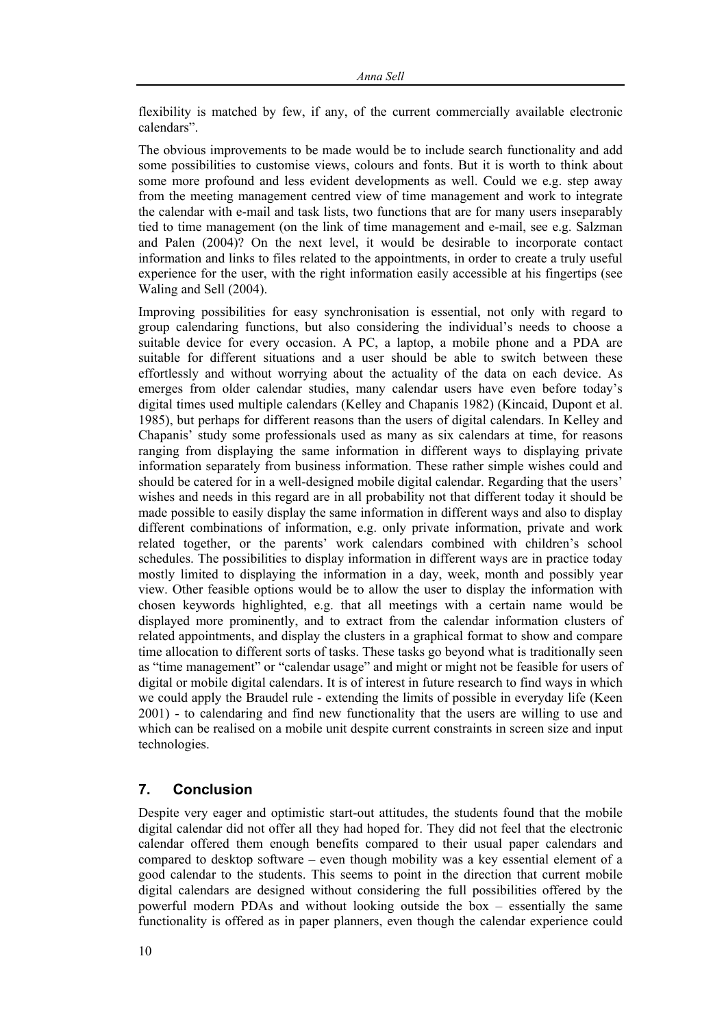flexibility is matched by few, if any, of the current commercially available electronic calendars".

The obvious improvements to be made would be to include search functionality and add some possibilities to customise views, colours and fonts. But it is worth to think about some more profound and less evident developments as well. Could we e.g. step away from the meeting management centred view of time management and work to integrate the calendar with e-mail and task lists, two functions that are for many users inseparably tied to time management (on the link of time management and e-mail, see e.g. Salzman and Palen (2004)? On the next level, it would be desirable to incorporate contact information and links to files related to the appointments, in order to create a truly useful experience for the user, with the right information easily accessible at his fingertips (see Waling and Sell (2004).

Improving possibilities for easy synchronisation is essential, not only with regard to group calendaring functions, but also considering the individual's needs to choose a suitable device for every occasion. A PC, a laptop, a mobile phone and a PDA are suitable for different situations and a user should be able to switch between these effortlessly and without worrying about the actuality of the data on each device. As emerges from older calendar studies, many calendar users have even before today's digital times used multiple calendars (Kelley and Chapanis 1982) (Kincaid, Dupont et al. 1985), but perhaps for different reasons than the users of digital calendars. In Kelley and Chapanis' study some professionals used as many as six calendars at time, for reasons ranging from displaying the same information in different ways to displaying private information separately from business information. These rather simple wishes could and should be catered for in a well-designed mobile digital calendar. Regarding that the users' wishes and needs in this regard are in all probability not that different today it should be made possible to easily display the same information in different ways and also to display different combinations of information, e.g. only private information, private and work related together, or the parents' work calendars combined with children's school schedules. The possibilities to display information in different ways are in practice today mostly limited to displaying the information in a day, week, month and possibly year view. Other feasible options would be to allow the user to display the information with chosen keywords highlighted, e.g. that all meetings with a certain name would be displayed more prominently, and to extract from the calendar information clusters of related appointments, and display the clusters in a graphical format to show and compare time allocation to different sorts of tasks. These tasks go beyond what is traditionally seen as "time management" or "calendar usage" and might or might not be feasible for users of digital or mobile digital calendars. It is of interest in future research to find ways in which we could apply the Braudel rule - extending the limits of possible in everyday life (Keen 2001) - to calendaring and find new functionality that the users are willing to use and which can be realised on a mobile unit despite current constraints in screen size and input technologies.

## 7. Conclusion

Despite very eager and optimistic start-out attitudes, the students found that the mobile digital calendar did not offer all they had hoped for. They did not feel that the electronic calendar offered them enough benefits compared to their usual paper calendars and compared to desktop software – even though mobility was a key essential element of a good calendar to the students. This seems to point in the direction that current mobile digital calendars are designed without considering the full possibilities offered by the powerful modern PDAs and without looking outside the box – essentially the same functionality is offered as in paper planners, even though the calendar experience could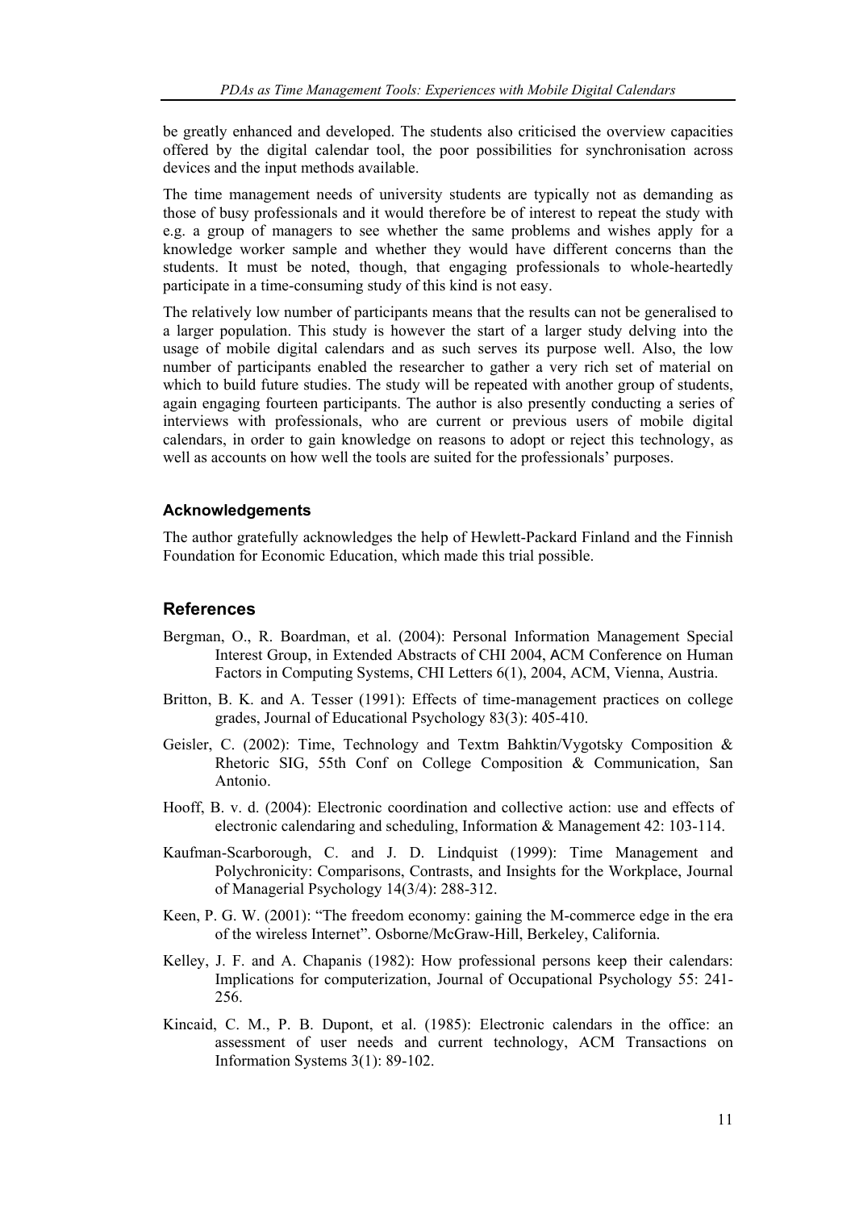be greatly enhanced and developed. The students also criticised the overview capacities offered by the digital calendar tool, the poor possibilities for synchronisation across devices and the input methods available.

The time management needs of university students are typically not as demanding as those of busy professionals and it would therefore be of interest to repeat the study with e.g. a group of managers to see whether the same problems and wishes apply for a knowledge worker sample and whether they would have different concerns than the students. It must be noted, though, that engaging professionals to whole-heartedly participate in a time-consuming study of this kind is not easy.

The relatively low number of participants means that the results can not be generalised to a larger population. This study is however the start of a larger study delving into the usage of mobile digital calendars and as such serves its purpose well. Also, the low number of participants enabled the researcher to gather a very rich set of material on which to build future studies. The study will be repeated with another group of students, again engaging fourteen participants. The author is also presently conducting a series of interviews with professionals, who are current or previous users of mobile digital calendars, in order to gain knowledge on reasons to adopt or reject this technology, as well as accounts on how well the tools are suited for the professionals' purposes.

### Acknowledgements

The author gratefully acknowledges the help of Hewlett-Packard Finland and the Finnish Foundation for Economic Education, which made this trial possible.

## References

Bergman, O., R. Boardman, et al. (2004): Personal Information Management Special Interest Group, in Extended Abstracts of CHI 2004, ACM Conference on Human Factors in Computing Systems, CHI Letters 6(1), 2004, ACM, Vienna, Austria.

Britton, B. K. and A. Tesser (1991): Effects of time-management practices on college grades, Journal of Educational Psychology 83(3): 405-410.

Geisler, C. (2002): Time, Technology and Textm Bahktin/Vygotsky Composition & Rhetoric SIG, 55th Conf on College Composition & Communication, San Antonio.

Hooff, B. v. d. (2004): Electronic coordination and collective action: use and effects of electronic calendaring and scheduling, Information & Management 42: 103-114.

Kaufman-Scarborough, C. and J. D. Lindquist (1999): Time Management and Polychronicity: Comparisons, Contrasts, and Insights for the Workplace, Journal of Managerial Psychology 14(3/4): 288-312.

Keen, P. G. W. (2001): "The freedom economy: gaining the M-commerce edge in the era of the wireless Internet". Osborne/McGraw-Hill, Berkeley, California.

Kelley, J. F. and A. Chapanis (1982): How professional persons keep their calendars: Implications for computerization, Journal of Occupational Psychology 55: 241-256.

Kincaid, C. M., P. B. Dupont, et al. (1985): Electronic calendars in the office: an assessment of user needs and current technology, ACM Transactions on Information Systems 3(1): 89-102.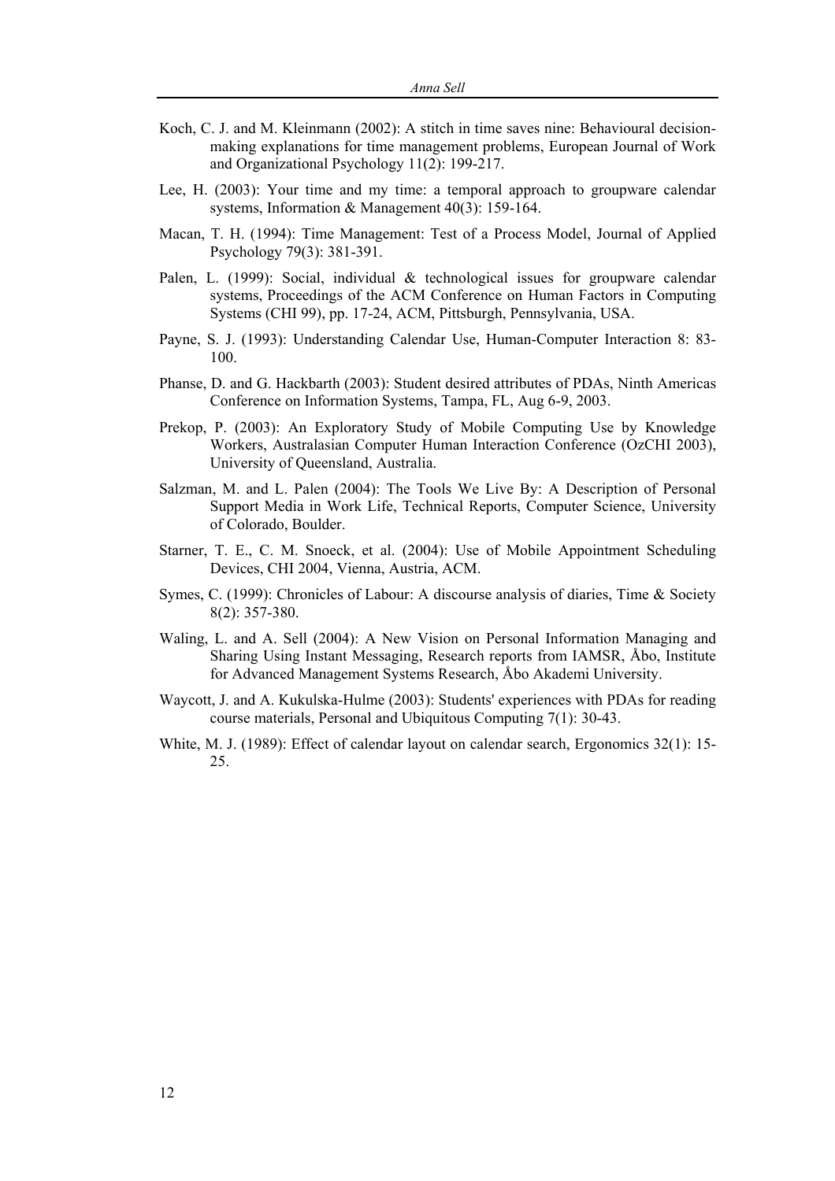Koch, C. J. and M. Kleinmann (2002): A stitch in time saves nine: Behavioural decision-making explanations for time management problems, European Journal of Work and Organizational Psychology 11(2): 199-217.

Lee, H. (2003): Your time and my time: a temporal approach to groupware calendar systems, Information & Management 40(3): 159-164.

Macan, T. H. (1994): Time Management: Test of a Process Model, Journal of Applied Psychology 79(3): 381-391.

Palen, L. (1999): Social, individual & technological issues for groupware calendar systems, Proceedings of the ACM Conference on Human Factors in Computing Systems (CHI 99), pp. 17-24, ACM, Pittsburgh, Pennsylvania, USA.

Payne, S. J. (1993): Understanding Calendar Use, Human-Computer Interaction 8: 83-100.

Phanse, D. and G. Hackbarth (2003): Student desired attributes of PDAs, Ninth Americas Conference on Information Systems, Tampa, FL, Aug 6-9, 2003.

Prekop, P. (2003): An Exploratory Study of Mobile Computing Use by Knowledge Workers, Australasian Computer Human Interaction Conference (OzCHI 2003), University of Queensland, Australia.

Salzman, M. and L. Palen (2004): The Tools We Live By: A Description of Personal Support Media in Work Life, Technical Reports, Computer Science, University of Colorado, Boulder.

Starner, T. E., C. M. Snoeck, et al. (2004): Use of Mobile Appointment Scheduling Devices, CHI 2004, Vienna, Austria, ACM.

Symes, C. (1999): Chronicles of Labour: A discourse analysis of diaries, Time & Society 8(2): 357-380.

Waling, L. and A. Sell (2004): A New Vision on Personal Information Managing and Sharing Using Instant Messaging, Research reports from IAMSR, Åbo, Institute for Advanced Management Systems Research, Åbo Akademi University.

Waycott, J. and A. Kukulska-Hulme (2003): Students' experiences with PDAs for reading course materials, Personal and Ubiquitous Computing 7(1): 30-43.

White, M. J. (1989): Effect of calendar layout on calendar search, Ergonomics 32(1): 15-25.